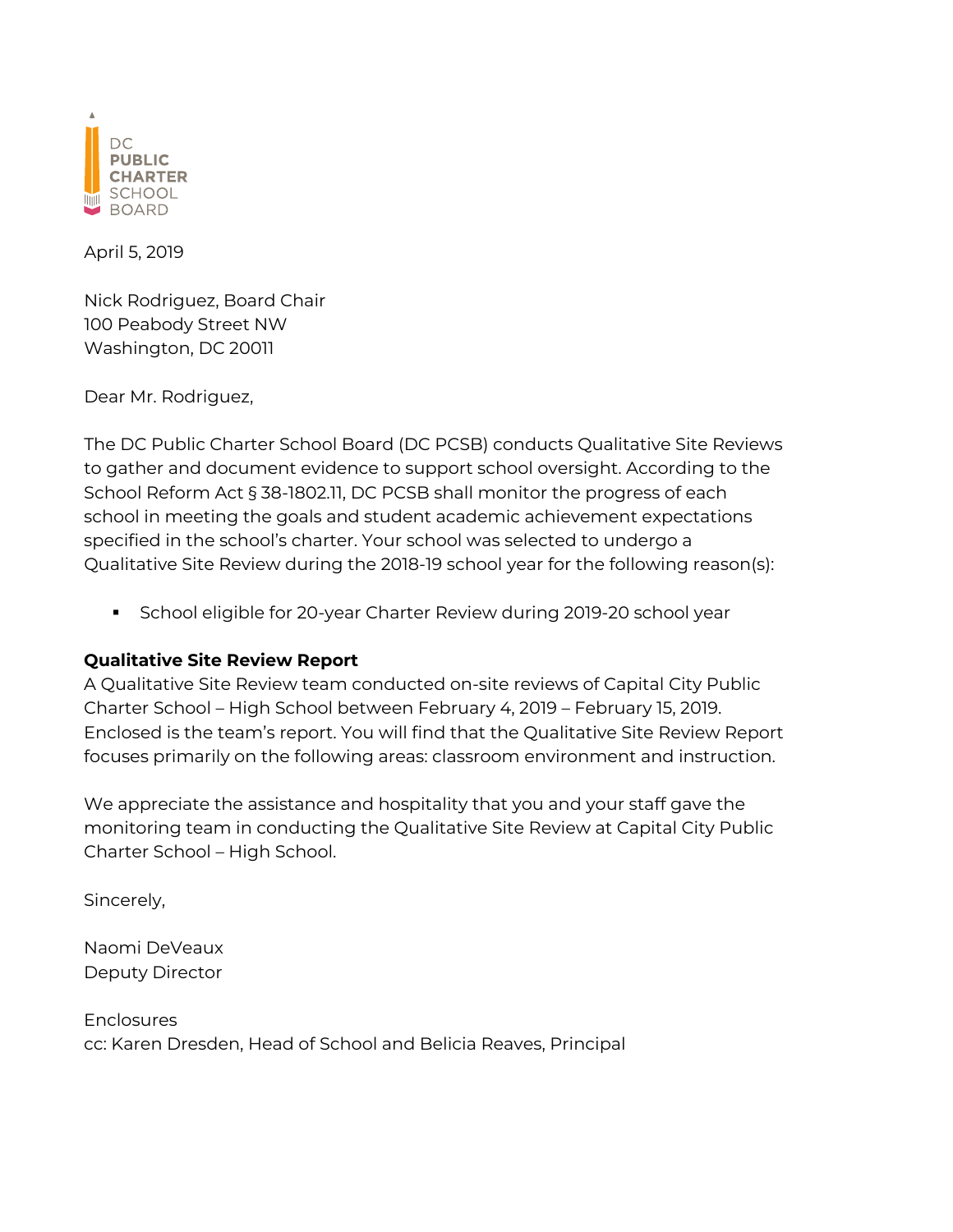DC PUBLIC CHARTER SCHOOL BOARD

April 5, 2019

Nick Rodriguez, Board Chair
100 Peabody Street NW
Washington, DC 20011

Dear Mr. Rodriguez,

The DC Public Charter School Board (DC PCSB) conducts Qualitative Site Reviews to gather and document evidence to support school oversight. According to the School Reform Act § 38-1802.11, DC PCSB shall monitor the progress of each school in meeting the goals and student academic achievement expectations specified in the school's charter. Your school was selected to undergo a Qualitative Site Review during the 2018-19 school year for the following reason(s):

- School eligible for 20-year Charter Review during 2019-20 school year

**Qualitative Site Review Report**
A Qualitative Site Review team conducted on-site reviews of Capital City Public Charter School – High School between February 4, 2019 – February 15, 2019. Enclosed is the team's report. You will find that the Qualitative Site Review Report focuses primarily on the following areas: classroom environment and instruction.

We appreciate the assistance and hospitality that you and your staff gave the monitoring team in conducting the Qualitative Site Review at Capital City Public Charter School – High School.

Sincerely,

Naomi DeVeaux
Deputy Director

Enclosures
cc: Karen Dresden, Head of School and Belicia Reaves, Principal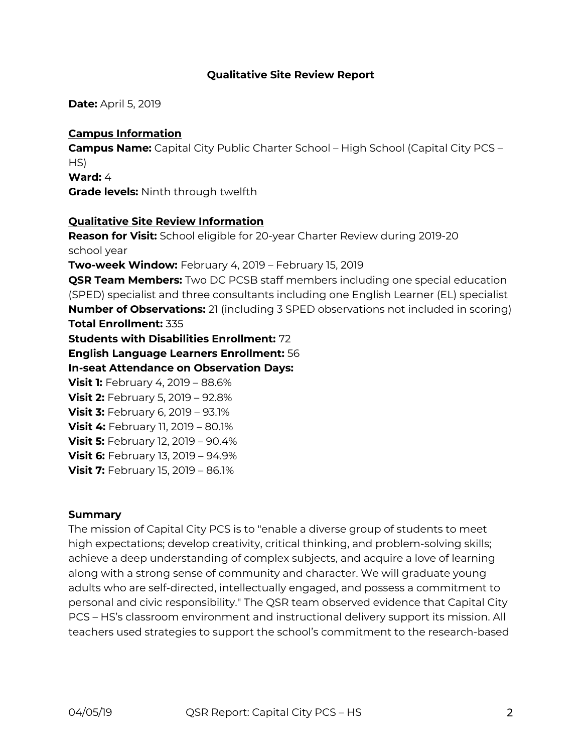**Qualitative Site Review Report**

**Date:** April 5, 2019

**Campus Information**

**Campus Name:** Capital City Public Charter School – High School (Capital City PCS – HS)
**Ward:** 4
**Grade levels:** Ninth through twelfth

**Qualitative Site Review Information**

**Reason for Visit:** School eligible for 20-year Charter Review during 2019-20 school year
**Two-week Window:** February 4, 2019 – February 15, 2019
**QSR Team Members:** Two DC PCSB staff members including one special education (SPED) specialist and three consultants including one English Learner (EL) specialist
**Number of Observations:** 21 (including 3 SPED observations not included in scoring)
**Total Enrollment:** 335
**Students with Disabilities Enrollment:** 72
**English Language Learners Enrollment:** 56
**In-seat Attendance on Observation Days:**
**Visit 1:** February 4, 2019 – 88.6%
**Visit 2:** February 5, 2019 – 92.8%
**Visit 3:** February 6, 2019 – 93.1%
**Visit 4:** February 11, 2019 – 80.1%
**Visit 5:** February 12, 2019 – 90.4%
**Visit 6:** February 13, 2019 – 94.9%
**Visit 7:** February 15, 2019 – 86.1%

**Summary**

The mission of Capital City PCS is to "enable a diverse group of students to meet high expectations; develop creativity, critical thinking, and problem-solving skills; achieve a deep understanding of complex subjects, and acquire a love of learning along with a strong sense of community and character. We will graduate young adults who are self-directed, intellectually engaged, and possess a commitment to personal and civic responsibility." The QSR team observed evidence that Capital City PCS – HS's classroom environment and instructional delivery support its mission. All teachers used strategies to support the school's commitment to the research-based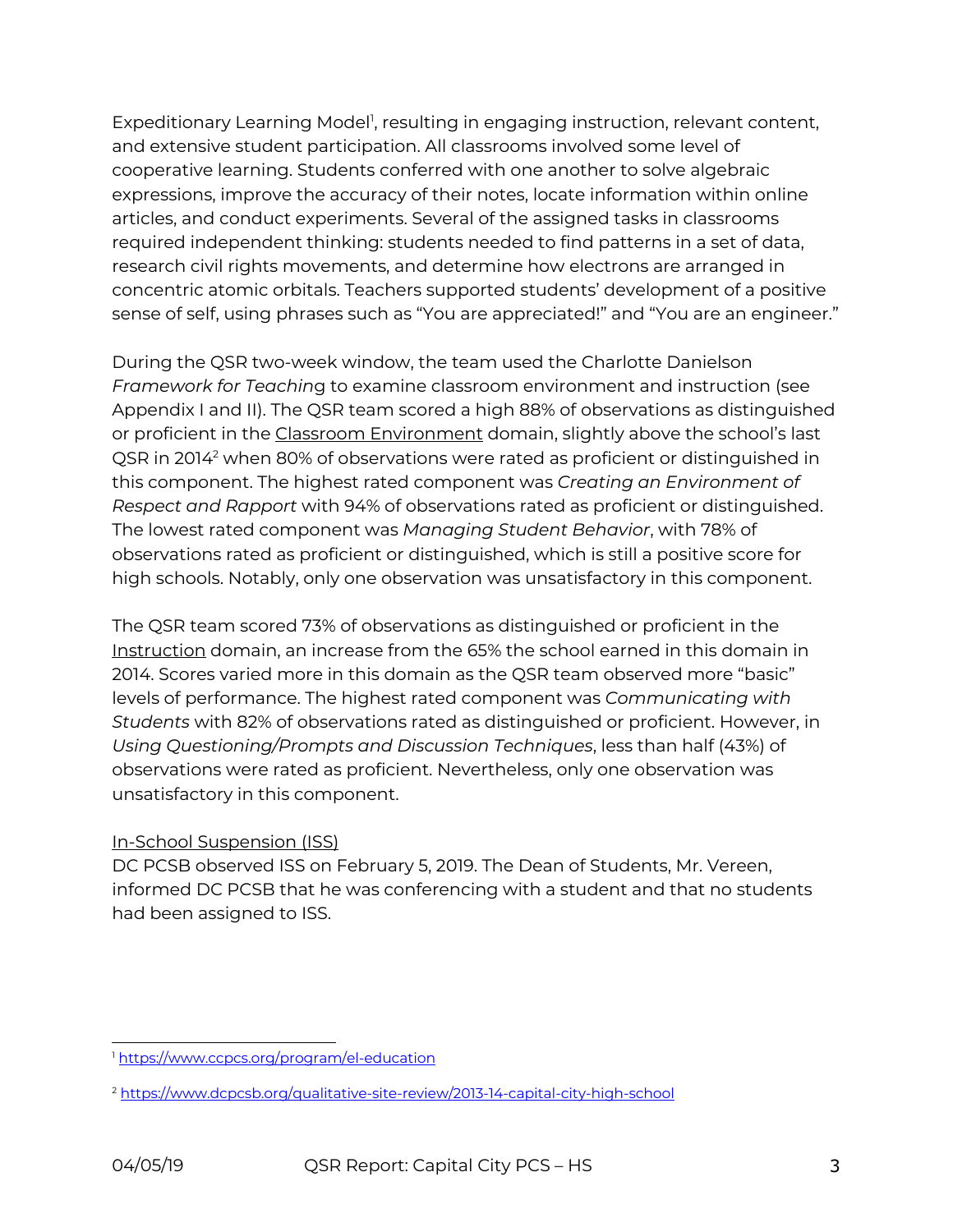Expeditionary Learning Model[1], resulting in engaging instruction, relevant content, and extensive student participation. All classrooms involved some level of cooperative learning. Students conferred with one another to solve algebraic expressions, improve the accuracy of their notes, locate information within online articles, and conduct experiments. Several of the assigned tasks in classrooms required independent thinking: students needed to find patterns in a set of data, research civil rights movements, and determine how electrons are arranged in concentric atomic orbitals. Teachers supported students' development of a positive sense of self, using phrases such as "You are appreciated!" and "You are an engineer."

During the QSR two-week window, the team used the Charlotte Danielson *Framework for Teaching* to examine classroom environment and instruction (see Appendix I and II). The QSR team scored a high 88% of observations as distinguished or proficient in the Classroom Environment domain, slightly above the school's last QSR in 2014[2] when 80% of observations were rated as proficient or distinguished in this component. The highest rated component was *Creating an Environment of Respect and Rapport* with 94% of observations rated as proficient or distinguished. The lowest rated component was *Managing Student Behavior*, with 78% of observations rated as proficient or distinguished, which is still a positive score for high schools. Notably, only one observation was unsatisfactory in this component.

The QSR team scored 73% of observations as distinguished or proficient in the Instruction domain, an increase from the 65% the school earned in this domain in 2014. Scores varied more in this domain as the QSR team observed more "basic" levels of performance. The highest rated component was *Communicating with Students* with 82% of observations rated as distinguished or proficient. However, in *Using Questioning/Prompts and Discussion Techniques*, less than half (43%) of observations were rated as proficient. Nevertheless, only one observation was unsatisfactory in this component.

In-School Suspension (ISS)

DC PCSB observed ISS on February 5, 2019. The Dean of Students, Mr. Vereen, informed DC PCSB that he was conferencing with a student and that no students had been assigned to ISS.

[1] https://www.ccpcs.org/program/el-education

[2] https://www.dcpcsb.org/qualitative-site-review/2013-14-capital-city-high-school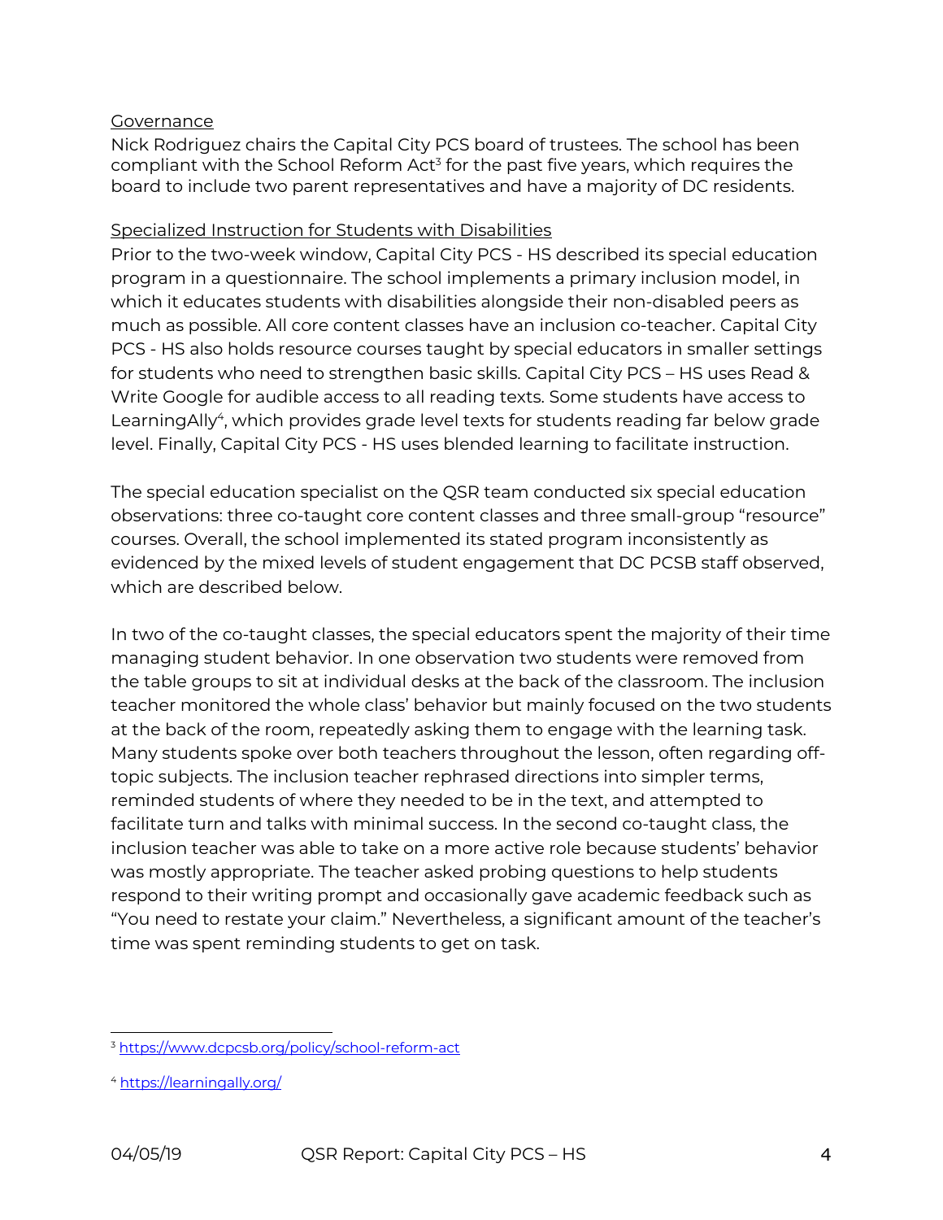Governance

Nick Rodriguez chairs the Capital City PCS board of trustees. The school has been compliant with the School Reform Act[3] for the past five years, which requires the board to include two parent representatives and have a majority of DC residents.

Specialized Instruction for Students with Disabilities

Prior to the two-week window, Capital City PCS - HS described its special education program in a questionnaire. The school implements a primary inclusion model, in which it educates students with disabilities alongside their non-disabled peers as much as possible. All core content classes have an inclusion co-teacher. Capital City PCS - HS also holds resource courses taught by special educators in smaller settings for students who need to strengthen basic skills. Capital City PCS – HS uses Read & Write Google for audible access to all reading texts. Some students have access to LearningAlly[4], which provides grade level texts for students reading far below grade level. Finally, Capital City PCS - HS uses blended learning to facilitate instruction.

The special education specialist on the QSR team conducted six special education observations: three co-taught core content classes and three small-group "resource" courses. Overall, the school implemented its stated program inconsistently as evidenced by the mixed levels of student engagement that DC PCSB staff observed, which are described below.

In two of the co-taught classes, the special educators spent the majority of their time managing student behavior. In one observation two students were removed from the table groups to sit at individual desks at the back of the classroom. The inclusion teacher monitored the whole class' behavior but mainly focused on the two students at the back of the room, repeatedly asking them to engage with the learning task. Many students spoke over both teachers throughout the lesson, often regarding off-topic subjects. The inclusion teacher rephrased directions into simpler terms, reminded students of where they needed to be in the text, and attempted to facilitate turn and talks with minimal success. In the second co-taught class, the inclusion teacher was able to take on a more active role because students' behavior was mostly appropriate. The teacher asked probing questions to help students respond to their writing prompt and occasionally gave academic feedback such as "You need to restate your claim." Nevertheless, a significant amount of the teacher's time was spent reminding students to get on task.

[3] https://www.dcpcsb.org/policy/school-reform-act

[4] https://learningally.org/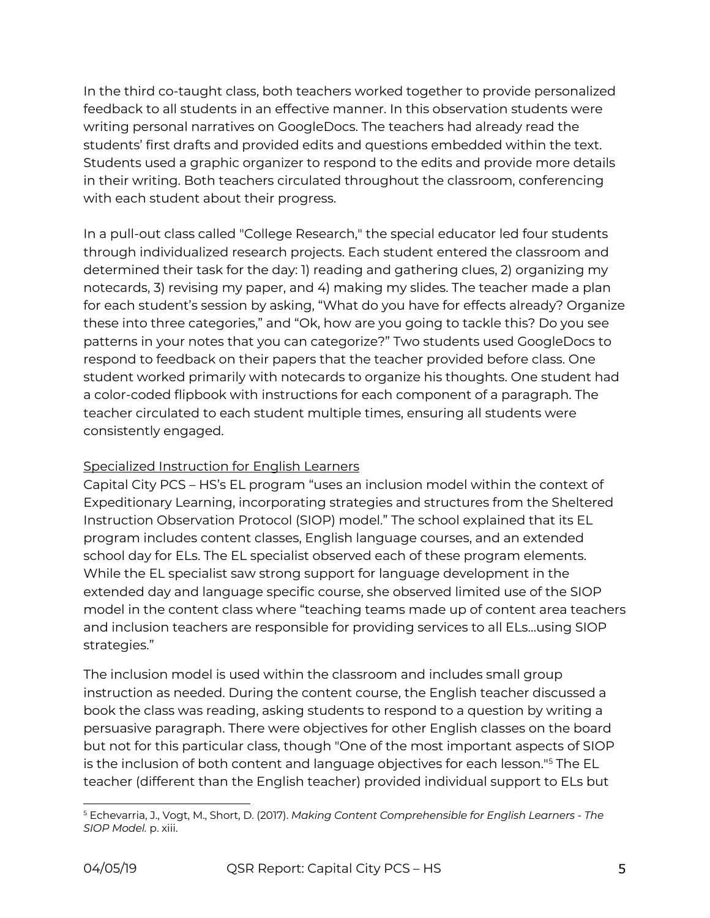In the third co-taught class, both teachers worked together to provide personalized feedback to all students in an effective manner. In this observation students were writing personal narratives on GoogleDocs. The teachers had already read the students' first drafts and provided edits and questions embedded within the text. Students used a graphic organizer to respond to the edits and provide more details in their writing. Both teachers circulated throughout the classroom, conferencing with each student about their progress.

In a pull-out class called "College Research," the special educator led four students through individualized research projects. Each student entered the classroom and determined their task for the day: 1) reading and gathering clues, 2) organizing my notecards, 3) revising my paper, and 4) making my slides. The teacher made a plan for each student's session by asking, "What do you have for effects already? Organize these into three categories," and "Ok, how are you going to tackle this? Do you see patterns in your notes that you can categorize?" Two students used GoogleDocs to respond to feedback on their papers that the teacher provided before class. One student worked primarily with notecards to organize his thoughts. One student had a color-coded flipbook with instructions for each component of a paragraph. The teacher circulated to each student multiple times, ensuring all students were consistently engaged.

<u>Specialized Instruction for English Learners</u>

Capital City PCS – HS's EL program "uses an inclusion model within the context of Expeditionary Learning, incorporating strategies and structures from the Sheltered Instruction Observation Protocol (SIOP) model." The school explained that its EL program includes content classes, English language courses, and an extended school day for ELs. The EL specialist observed each of these program elements. While the EL specialist saw strong support for language development in the extended day and language specific course, she observed limited use of the SIOP model in the content class where "teaching teams made up of content area teachers and inclusion teachers are responsible for providing services to all ELs...using SIOP strategies."

The inclusion model is used within the classroom and includes small group instruction as needed. During the content course, the English teacher discussed a book the class was reading, asking students to respond to a question by writing a persuasive paragraph. There were objectives for other English classes on the board but not for this particular class, though "One of the most important aspects of SIOP is the inclusion of both content and language objectives for each lesson."[5] The EL teacher (different than the English teacher) provided individual support to ELs but

---

[5] Echevarria, J., Vogt, M., Short, D. (2017). *Making Content Comprehensible for English Learners - The SIOP Model.* p. xiii.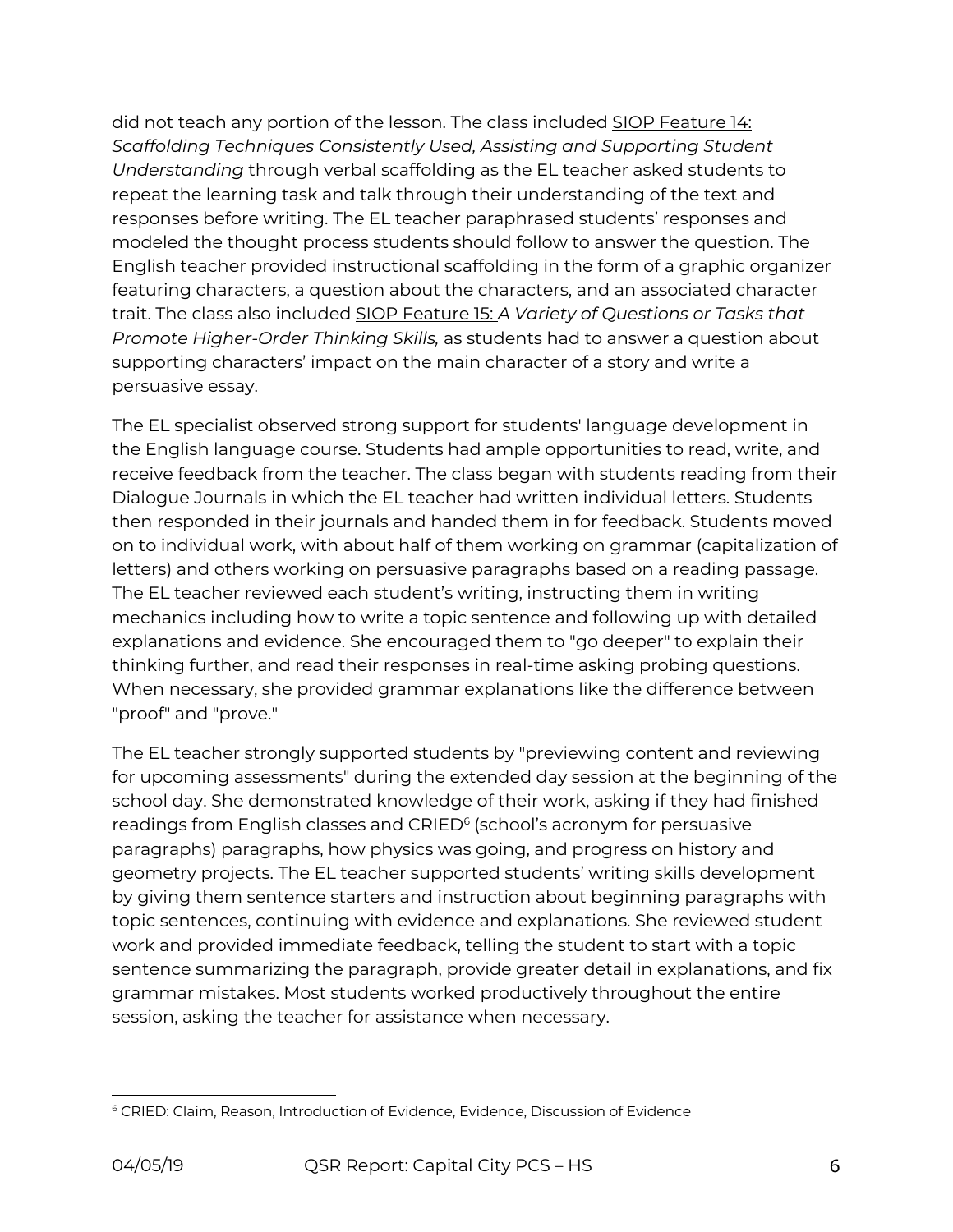did not teach any portion of the lesson. The class included SIOP Feature 14: *Scaffolding Techniques Consistently Used, Assisting and Supporting Student Understanding* through verbal scaffolding as the EL teacher asked students to repeat the learning task and talk through their understanding of the text and responses before writing. The EL teacher paraphrased students' responses and modeled the thought process students should follow to answer the question. The English teacher provided instructional scaffolding in the form of a graphic organizer featuring characters, a question about the characters, and an associated character trait. The class also included SIOP Feature 15: *A Variety of Questions or Tasks that Promote Higher-Order Thinking Skills,* as students had to answer a question about supporting characters' impact on the main character of a story and write a persuasive essay.

The EL specialist observed strong support for students' language development in the English language course. Students had ample opportunities to read, write, and receive feedback from the teacher. The class began with students reading from their Dialogue Journals in which the EL teacher had written individual letters. Students then responded in their journals and handed them in for feedback. Students moved on to individual work, with about half of them working on grammar (capitalization of letters) and others working on persuasive paragraphs based on a reading passage. The EL teacher reviewed each student's writing, instructing them in writing mechanics including how to write a topic sentence and following up with detailed explanations and evidence. She encouraged them to "go deeper" to explain their thinking further, and read their responses in real-time asking probing questions. When necessary, she provided grammar explanations like the difference between "proof" and "prove."

The EL teacher strongly supported students by "previewing content and reviewing for upcoming assessments" during the extended day session at the beginning of the school day. She demonstrated knowledge of their work, asking if they had finished readings from English classes and CRIED[6] (school's acronym for persuasive paragraphs) paragraphs, how physics was going, and progress on history and geometry projects. The EL teacher supported students' writing skills development by giving them sentence starters and instruction about beginning paragraphs with topic sentences, continuing with evidence and explanations. She reviewed student work and provided immediate feedback, telling the student to start with a topic sentence summarizing the paragraph, provide greater detail in explanations, and fix grammar mistakes. Most students worked productively throughout the entire session, asking the teacher for assistance when necessary.

---

[6] CRIED: Claim, Reason, Introduction of Evidence, Evidence, Discussion of Evidence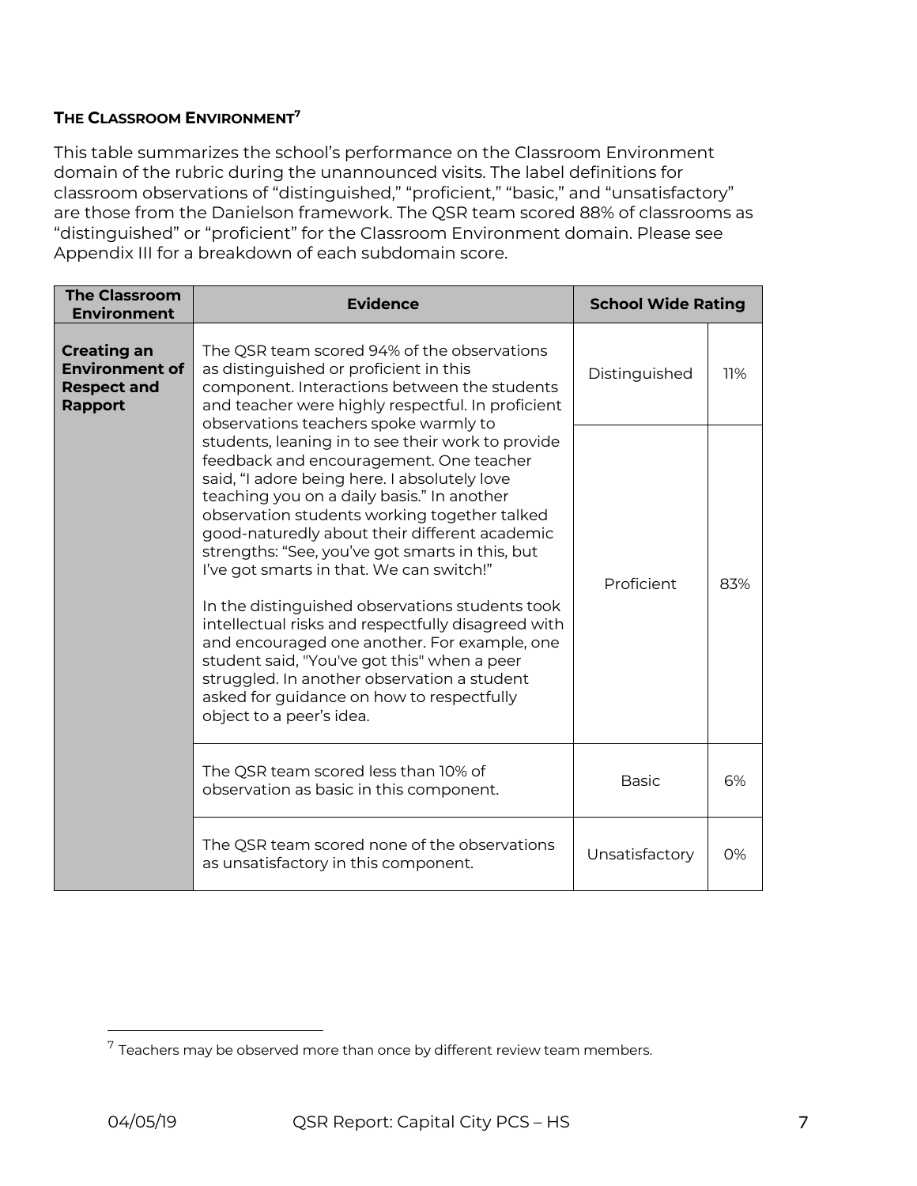### THE CLASSROOM ENVIRONMENT[7]

This table summarizes the school's performance on the Classroom Environment domain of the rubric during the unannounced visits. The label definitions for classroom observations of "distinguished," "proficient," "basic," and "unsatisfactory" are those from the Danielson framework. The QSR team scored 88% of classrooms as "distinguished" or "proficient" for the Classroom Environment domain. Please see Appendix III for a breakdown of each subdomain score.

| The Classroom Environment | Evidence | School Wide Rating | |
|---|---|---|---|
| **Creating an Environment of Respect and Rapport** | The QSR team scored 94% of the observations as distinguished or proficient in this component. Interactions between the students and teacher were highly respectful. In proficient observations teachers spoke warmly to students, leaning in to see their work to provide feedback and encouragement. One teacher said, "I adore being here. I absolutely love teaching you on a daily basis." In another observation students working together talked good-naturedly about their different academic strengths: "See, you've got smarts in this, but I've got smarts in that. We can switch!"<br><br>In the distinguished observations students took intellectual risks and respectfully disagreed with and encouraged one another. For example, one student said, "You've got this" when a peer struggled. In another observation a student asked for guidance on how to respectfully object to a peer's idea. | Distinguished | 11% |
| | | Proficient | 83% |
| | The QSR team scored less than 10% of observation as basic in this component. | Basic | 6% |
| | The QSR team scored none of the observations as unsatisfactory in this component. | Unsatisfactory | 0% |

[7] Teachers may be observed more than once by different review team members.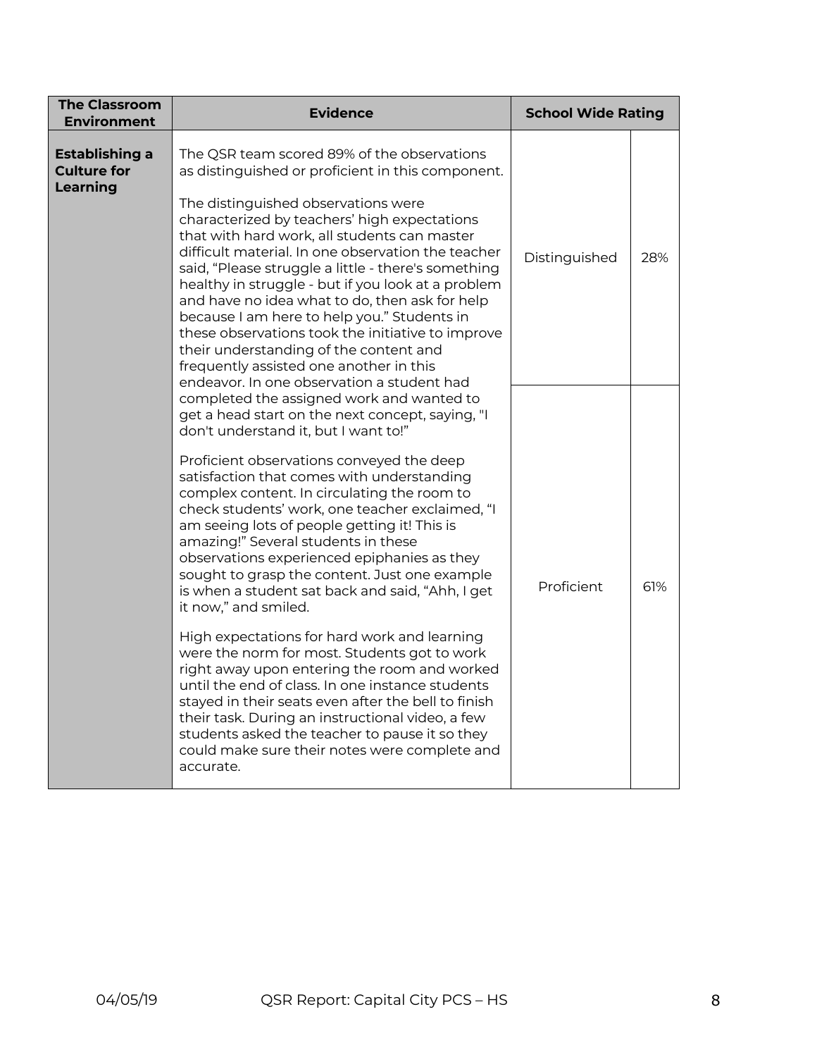| The Classroom Environment | Evidence | School Wide Rating | |
|---|---|---|---|
| **Establishing a Culture for Learning** | The QSR team scored 89% of the observations as distinguished or proficient in this component.<br><br>The distinguished observations were characterized by teachers' high expectations that with hard work, all students can master difficult material. In one observation the teacher said, "Please struggle a little - there's something healthy in struggle - but if you look at a problem and have no idea what to do, then ask for help because I am here to help you." Students in these observations took the initiative to improve their understanding of the content and frequently assisted one another in this endeavor. In one observation a student had completed the assigned work and wanted to get a head start on the next concept, saying, "I don't understand it, but I want to!"<br><br>Proficient observations conveyed the deep satisfaction that comes with understanding complex content. In circulating the room to check students' work, one teacher exclaimed, "I am seeing lots of people getting it! This is amazing!" Several students in these observations experienced epiphanies as they sought to grasp the content. Just one example is when a student sat back and said, "Ahh, I get it now," and smiled.<br><br>High expectations for hard work and learning were the norm for most. Students got to work right away upon entering the room and worked until the end of class. In one instance students stayed in their seats even after the bell to finish their task. During an instructional video, a few students asked the teacher to pause it so they could make sure their notes were complete and accurate. | Distinguished | 28% |
| | | Proficient | 61% |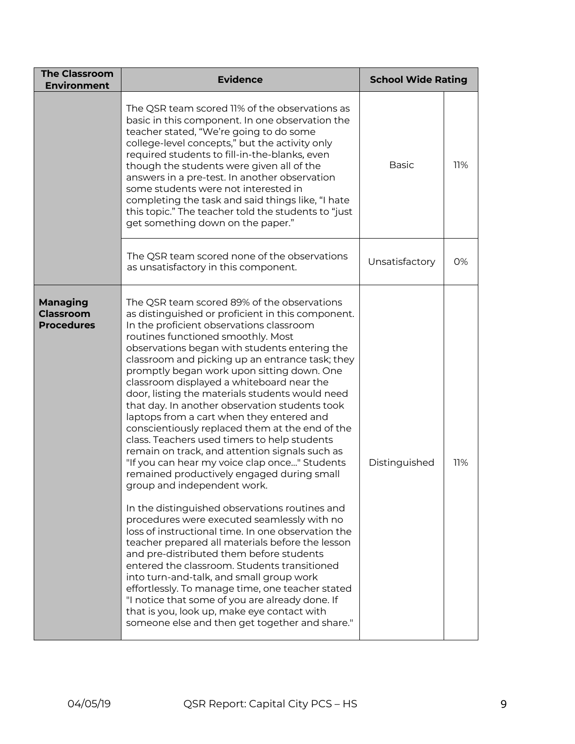| The Classroom Environment | Evidence | School Wide Rating | |
|---|---|---|---|
| | The QSR team scored 11% of the observations as basic in this component. In one observation the teacher stated, "We're going to do some college-level concepts," but the activity only required students to fill-in-the-blanks, even though the students were given all of the answers in a pre-test. In another observation some students were not interested in completing the task and said things like, "I hate this topic." The teacher told the students to "just get something down on the paper." | Basic | 11% |
| | The QSR team scored none of the observations as unsatisfactory in this component. | Unsatisfactory | 0% |
| **Managing Classroom Procedures** | The QSR team scored 89% of the observations as distinguished or proficient in this component. In the proficient observations classroom routines functioned smoothly. Most observations began with students entering the classroom and picking up an entrance task; they promptly began work upon sitting down. One classroom displayed a whiteboard near the door, listing the materials students would need that day. In another observation students took laptops from a cart when they entered and conscientiously replaced them at the end of the class. Teachers used timers to help students remain on track, and attention signals such as "If you can hear my voice clap once…" Students remained productively engaged during small group and independent work.<br><br>In the distinguished observations routines and procedures were executed seamlessly with no loss of instructional time. In one observation the teacher prepared all materials before the lesson and pre-distributed them before students entered the classroom. Students transitioned into turn-and-talk, and small group work effortlessly. To manage time, one teacher stated "I notice that some of you are already done. If that is you, look up, make eye contact with someone else and then get together and share." | Distinguished | 11% |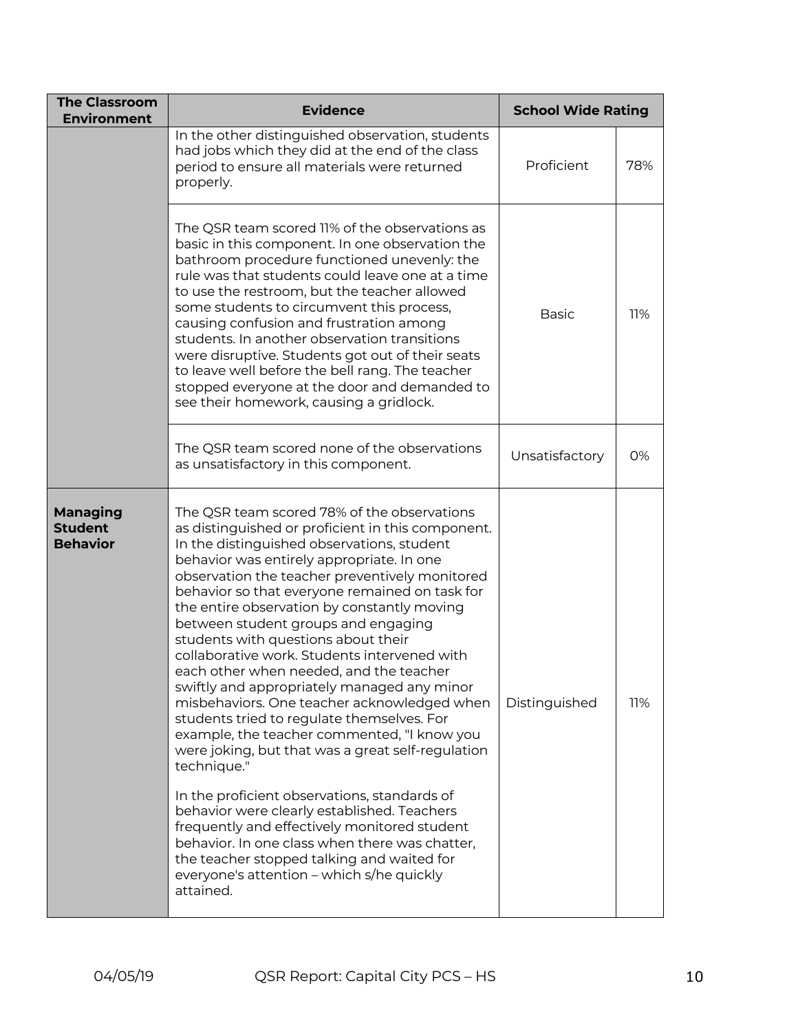| The Classroom Environment | Evidence | School Wide Rating | |
|---|---|---|---|
| | In the other distinguished observation, students had jobs which they did at the end of the class period to ensure all materials were returned properly. | Proficient | 78% |
| | The QSR team scored 11% of the observations as basic in this component. In one observation the bathroom procedure functioned unevenly: the rule was that students could leave one at a time to use the restroom, but the teacher allowed some students to circumvent this process, causing confusion and frustration among students. In another observation transitions were disruptive. Students got out of their seats to leave well before the bell rang. The teacher stopped everyone at the door and demanded to see their homework, causing a gridlock. | Basic | 11% |
| | The QSR team scored none of the observations as unsatisfactory in this component. | Unsatisfactory | 0% |
| **Managing Student Behavior** | The QSR team scored 78% of the observations as distinguished or proficient in this component. In the distinguished observations, student behavior was entirely appropriate. In one observation the teacher preventively monitored behavior so that everyone remained on task for the entire observation by constantly moving between student groups and engaging students with questions about their collaborative work. Students intervened with each other when needed, and the teacher swiftly and appropriately managed any minor misbehaviors. One teacher acknowledged when students tried to regulate themselves. For example, the teacher commented, "I know you were joking, but that was a great self-regulation technique." <br><br> In the proficient observations, standards of behavior were clearly established. Teachers frequently and effectively monitored student behavior. In one class when there was chatter, the teacher stopped talking and waited for everyone's attention – which s/he quickly attained. | Distinguished | 11% |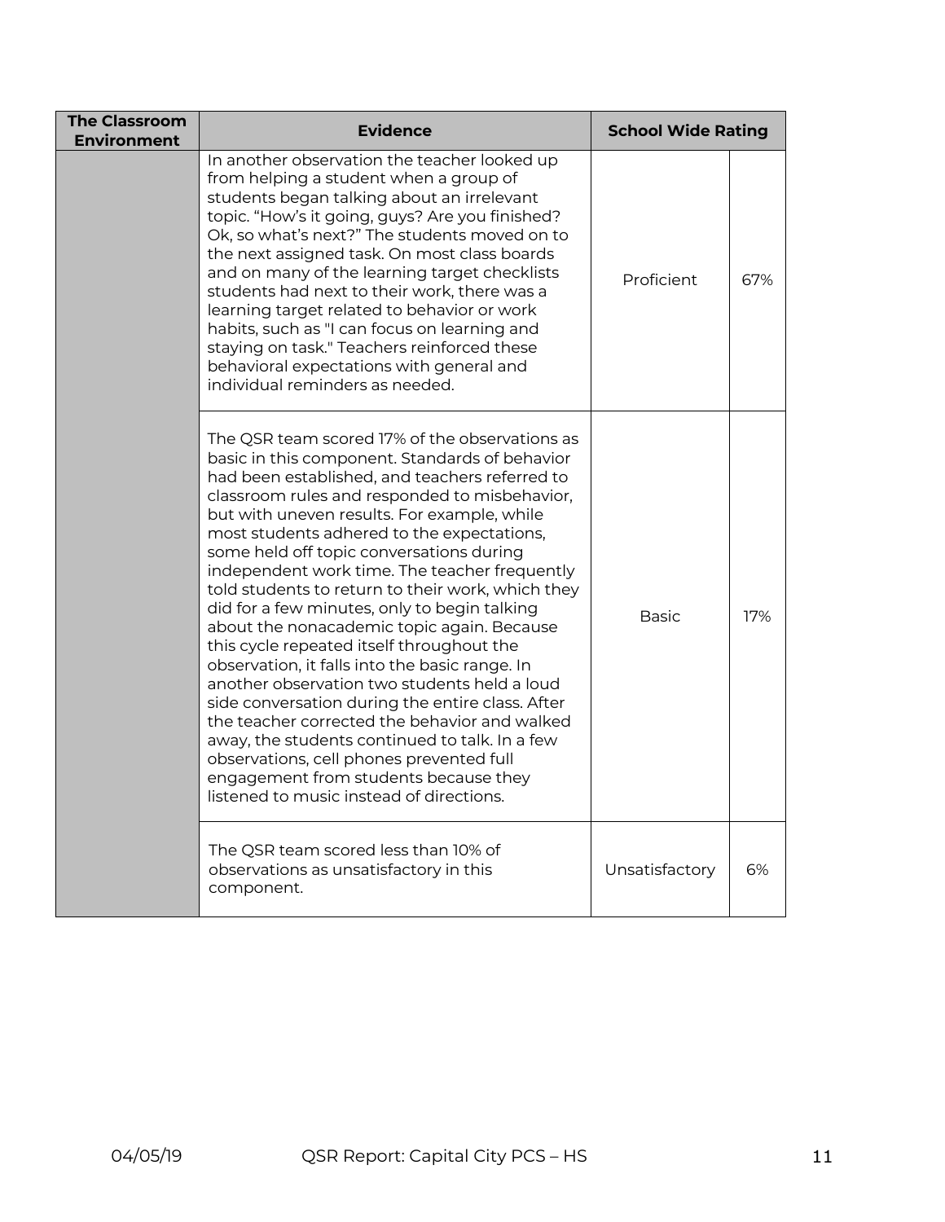| The Classroom Environment | Evidence | School Wide Rating | |
|---|---|---|---|
| | In another observation the teacher looked up from helping a student when a group of students began talking about an irrelevant topic. "How's it going, guys? Are you finished? Ok, so what's next?" The students moved on to the next assigned task. On most class boards and on many of the learning target checklists students had next to their work, there was a learning target related to behavior or work habits, such as "I can focus on learning and staying on task." Teachers reinforced these behavioral expectations with general and individual reminders as needed. | Proficient | 67% |
| | The QSR team scored 17% of the observations as basic in this component. Standards of behavior had been established, and teachers referred to classroom rules and responded to misbehavior, but with uneven results. For example, while most students adhered to the expectations, some held off topic conversations during independent work time. The teacher frequently told students to return to their work, which they did for a few minutes, only to begin talking about the nonacademic topic again. Because this cycle repeated itself throughout the observation, it falls into the basic range. In another observation two students held a loud side conversation during the entire class. After the teacher corrected the behavior and walked away, the students continued to talk. In a few observations, cell phones prevented full engagement from students because they listened to music instead of directions. | Basic | 17% |
| | The QSR team scored less than 10% of observations as unsatisfactory in this component. | Unsatisfactory | 6% |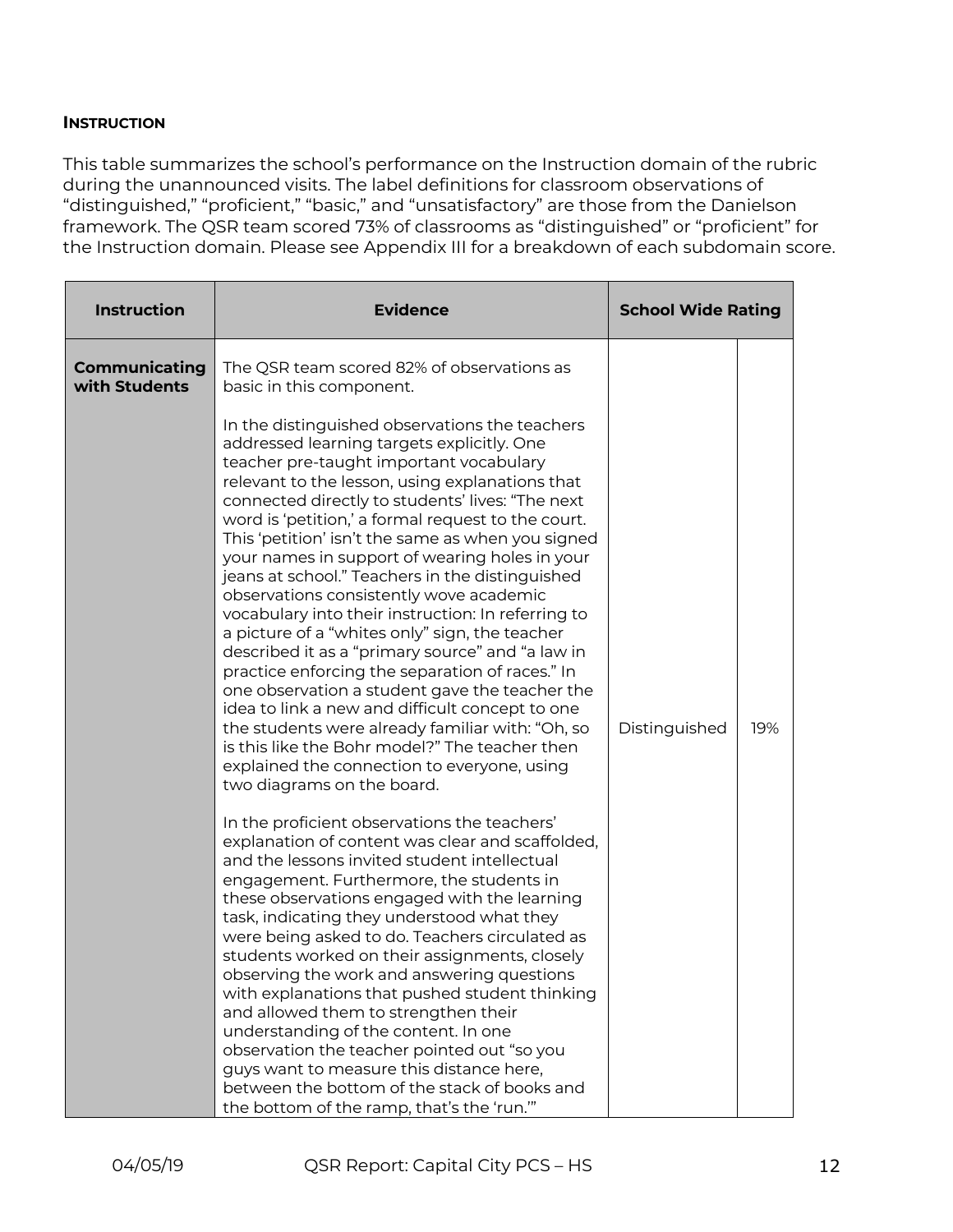**INSTRUCTION**

This table summarizes the school's performance on the Instruction domain of the rubric during the unannounced visits. The label definitions for classroom observations of "distinguished," "proficient," "basic," and "unsatisfactory" are those from the Danielson framework. The QSR team scored 73% of classrooms as "distinguished" or "proficient" for the Instruction domain. Please see Appendix III for a breakdown of each subdomain score.

| Instruction | Evidence | School Wide Rating | |
|---|---|---|---|
| **Communicating with Students** | The QSR team scored 82% of observations as basic in this component.<br><br>In the distinguished observations the teachers addressed learning targets explicitly. One teacher pre-taught important vocabulary relevant to the lesson, using explanations that connected directly to students' lives: "The next word is 'petition,' a formal request to the court. This 'petition' isn't the same as when you signed your names in support of wearing holes in your jeans at school." Teachers in the distinguished observations consistently wove academic vocabulary into their instruction: In referring to a picture of a "whites only" sign, the teacher described it as a "primary source" and "a law in practice enforcing the separation of races." In one observation a student gave the teacher the idea to link a new and difficult concept to one the students were already familiar with: "Oh, so is this like the Bohr model?" The teacher then explained the connection to everyone, using two diagrams on the board.<br><br>In the proficient observations the teachers' explanation of content was clear and scaffolded, and the lessons invited student intellectual engagement. Furthermore, the students in these observations engaged with the learning task, indicating they understood what they were being asked to do. Teachers circulated as students worked on their assignments, closely observing the work and answering questions with explanations that pushed student thinking and allowed them to strengthen their understanding of the content. In one observation the teacher pointed out "so you guys want to measure this distance here, between the bottom of the stack of books and the bottom of the ramp, that's the 'run.'" | Distinguished | 19% |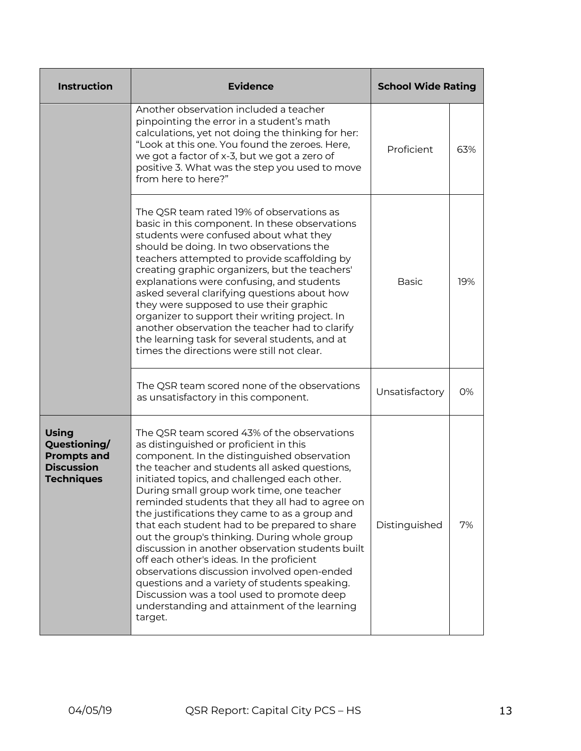| Instruction | Evidence | School Wide Rating | |
|---|---|---|---|
| | Another observation included a teacher pinpointing the error in a student's math calculations, yet not doing the thinking for her: "Look at this one. You found the zeroes. Here, we got a factor of x-3, but we got a zero of positive 3. What was the step you used to move from here to here?" | Proficient | 63% |
| | The QSR team rated 19% of observations as basic in this component. In these observations students were confused about what they should be doing. In two observations the teachers attempted to provide scaffolding by creating graphic organizers, but the teachers' explanations were confusing, and students asked several clarifying questions about how they were supposed to use their graphic organizer to support their writing project. In another observation the teacher had to clarify the learning task for several students, and at times the directions were still not clear. | Basic | 19% |
| | The QSR team scored none of the observations as unsatisfactory in this component. | Unsatisfactory | 0% |
| **Using Questioning/ Prompts and Discussion Techniques** | The QSR team scored 43% of the observations as distinguished or proficient in this component. In the distinguished observation the teacher and students all asked questions, initiated topics, and challenged each other. During small group work time, one teacher reminded students that they all had to agree on the justifications they came to as a group and that each student had to be prepared to share out the group's thinking. During whole group discussion in another observation students built off each other's ideas. In the proficient observations discussion involved open-ended questions and a variety of students speaking. Discussion was a tool used to promote deep understanding and attainment of the learning target. | Distinguished | 7% |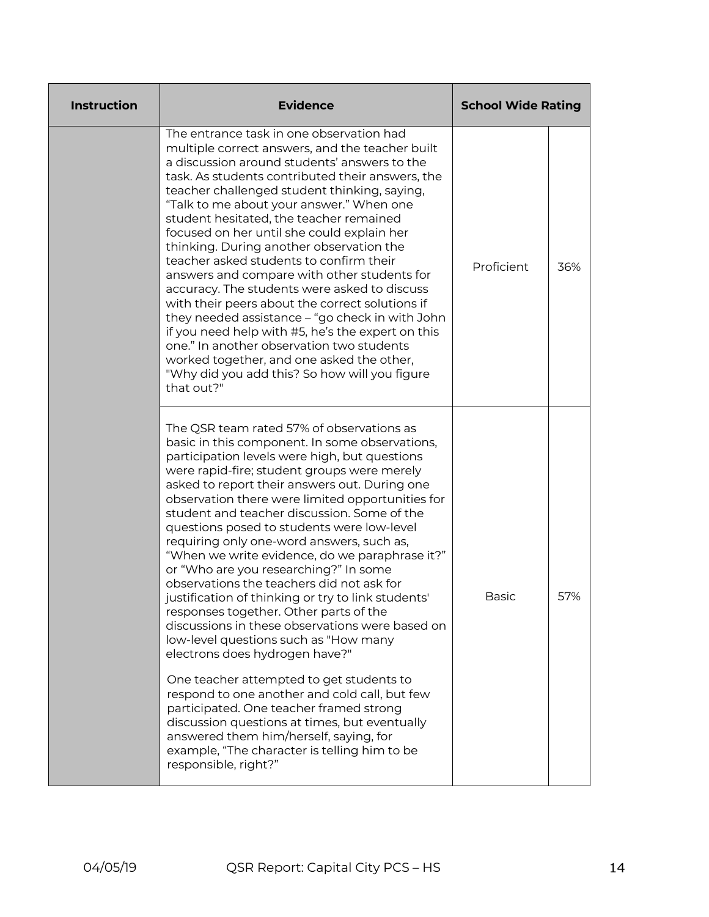| Instruction | Evidence | School Wide Rating | |
|---|---|---|---|
| | The entrance task in one observation had multiple correct answers, and the teacher built a discussion around students' answers to the task. As students contributed their answers, the teacher challenged student thinking, saying, "Talk to me about your answer." When one student hesitated, the teacher remained focused on her until she could explain her thinking. During another observation the teacher asked students to confirm their answers and compare with other students for accuracy. The students were asked to discuss with their peers about the correct solutions if they needed assistance – "go check in with John if you need help with #5, he's the expert on this one." In another observation two students worked together, and one asked the other, "Why did you add this? So how will you figure that out?" | Proficient | 36% |
| | The QSR team rated 57% of observations as basic in this component. In some observations, participation levels were high, but questions were rapid-fire; student groups were merely asked to report their answers out. During one observation there were limited opportunities for student and teacher discussion. Some of the questions posed to students were low-level requiring only one-word answers, such as, "When we write evidence, do we paraphrase it?" or "Who are you researching?" In some observations the teachers did not ask for justification of thinking or try to link students' responses together. Other parts of the discussions in these observations were based on low-level questions such as "How many electrons does hydrogen have?"<br><br>One teacher attempted to get students to respond to one another and cold call, but few participated. One teacher framed strong discussion questions at times, but eventually answered them him/herself, saying, for example, "The character is telling him to be responsible, right?" | Basic | 57% |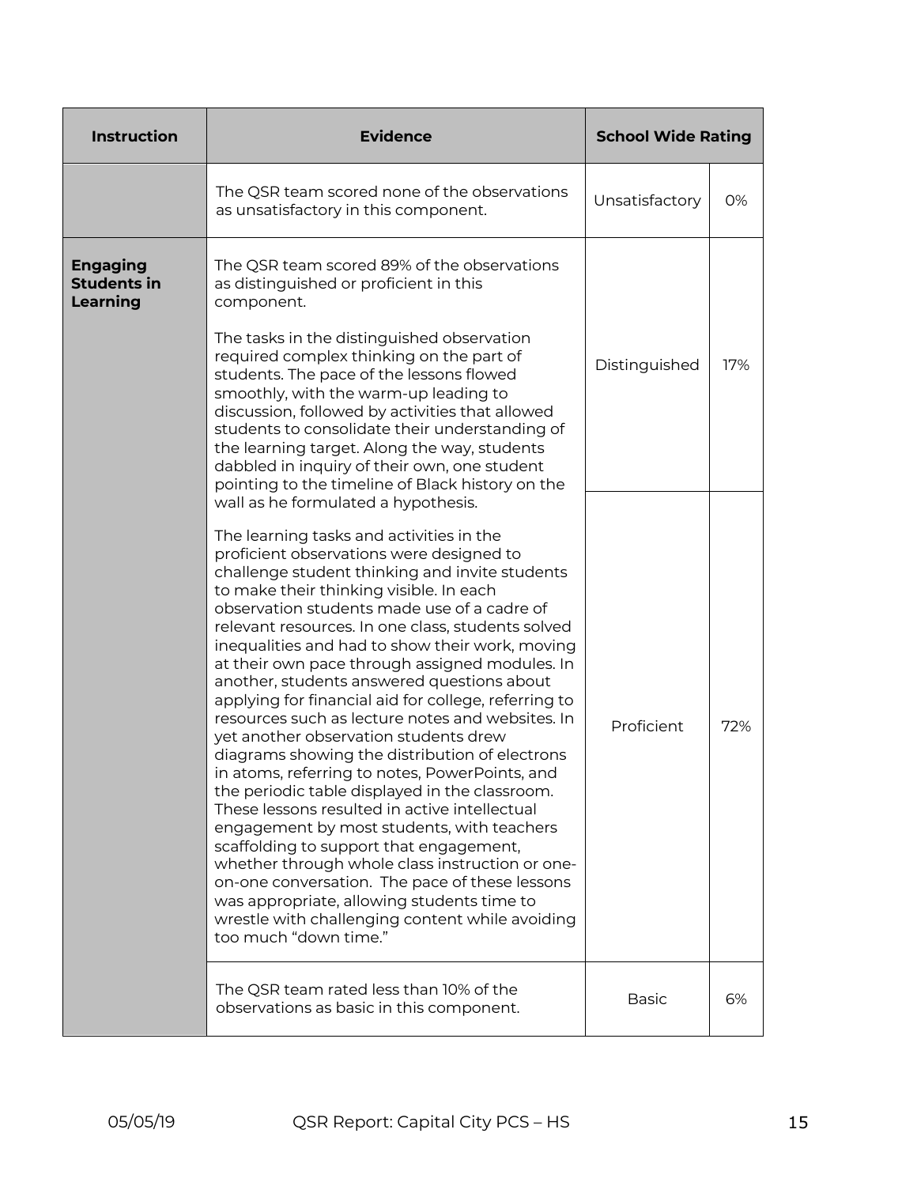| Instruction | Evidence | School Wide Rating | |
|---|---|---|---|
| | The QSR team scored none of the observations as unsatisfactory in this component. | Unsatisfactory | 0% |
| **Engaging Students in Learning** | The QSR team scored 89% of the observations as distinguished or proficient in this component.<br><br>The tasks in the distinguished observation required complex thinking on the part of students. The pace of the lessons flowed smoothly, with the warm-up leading to discussion, followed by activities that allowed students to consolidate their understanding of the learning target. Along the way, students dabbled in inquiry of their own, one student pointing to the timeline of Black history on the wall as he formulated a hypothesis. | Distinguished | 17% |
| | The learning tasks and activities in the proficient observations were designed to challenge student thinking and invite students to make their thinking visible. In each observation students made use of a cadre of relevant resources. In one class, students solved inequalities and had to show their work, moving at their own pace through assigned modules. In another, students answered questions about applying for financial aid for college, referring to resources such as lecture notes and websites. In yet another observation students drew diagrams showing the distribution of electrons in atoms, referring to notes, PowerPoints, and the periodic table displayed in the classroom. These lessons resulted in active intellectual engagement by most students, with teachers scaffolding to support that engagement, whether through whole class instruction or one-on-one conversation. The pace of these lessons was appropriate, allowing students time to wrestle with challenging content while avoiding too much "down time." | Proficient | 72% |
| | The QSR team rated less than 10% of the observations as basic in this component. | Basic | 6% |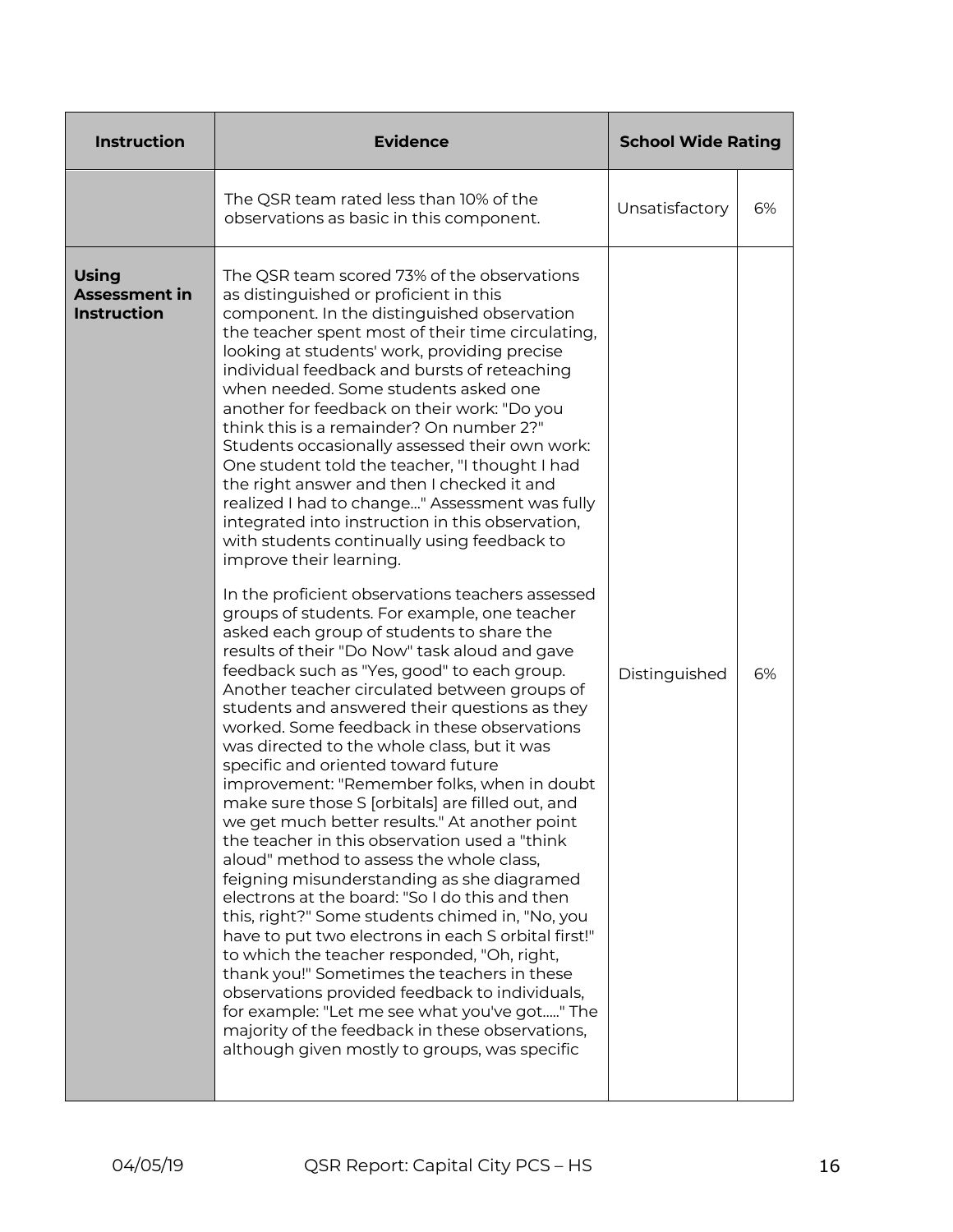| Instruction | Evidence | School Wide Rating | |
|---|---|---|---|
| | The QSR team rated less than 10% of the observations as basic in this component. | Unsatisfactory | 6% |
| **Using Assessment in Instruction** | The QSR team scored 73% of the observations as distinguished or proficient in this component. In the distinguished observation the teacher spent most of their time circulating, looking at students' work, providing precise individual feedback and bursts of reteaching when needed. Some students asked one another for feedback on their work: "Do you think this is a remainder? On number 2?" Students occasionally assessed their own work: One student told the teacher, "I thought I had the right answer and then I checked it and realized I had to change..." Assessment was fully integrated into instruction in this observation, with students continually using feedback to improve their learning.<br><br>In the proficient observations teachers assessed groups of students. For example, one teacher asked each group of students to share the results of their "Do Now" task aloud and gave feedback such as "Yes, good" to each group. Another teacher circulated between groups of students and answered their questions as they worked. Some feedback in these observations was directed to the whole class, but it was specific and oriented toward future improvement: "Remember folks, when in doubt make sure those S [orbitals] are filled out, and we get much better results." At another point the teacher in this observation used a "think aloud" method to assess the whole class, feigning misunderstanding as she diagramed electrons at the board: "So I do this and then this, right?" Some students chimed in, "No, you have to put two electrons in each S orbital first!" to which the teacher responded, "Oh, right, thank you!" Sometimes the teachers in these observations provided feedback to individuals, for example: "Let me see what you've got....." The majority of the feedback in these observations, although given mostly to groups, was specific | Distinguished | 6% |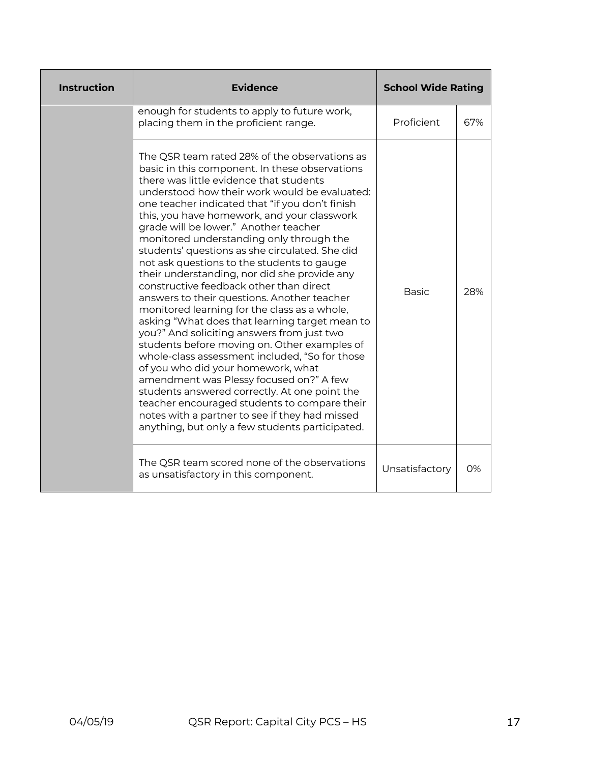| Instruction | Evidence | School Wide Rating | |
|---|---|---|---|
| | enough for students to apply to future work, placing them in the proficient range. | Proficient | 67% |
| | The QSR team rated 28% of the observations as basic in this component. In these observations there was little evidence that students understood how their work would be evaluated: one teacher indicated that "if you don't finish this, you have homework, and your classwork grade will be lower." Another teacher monitored understanding only through the students' questions as she circulated. She did not ask questions to the students to gauge their understanding, nor did she provide any constructive feedback other than direct answers to their questions. Another teacher monitored learning for the class as a whole, asking "What does that learning target mean to you?" And soliciting answers from just two students before moving on. Other examples of whole-class assessment included, "So for those of you who did your homework, what amendment was Plessy focused on?" A few students answered correctly. At one point the teacher encouraged students to compare their notes with a partner to see if they had missed anything, but only a few students participated. | Basic | 28% |
| | The QSR team scored none of the observations as unsatisfactory in this component. | Unsatisfactory | 0% |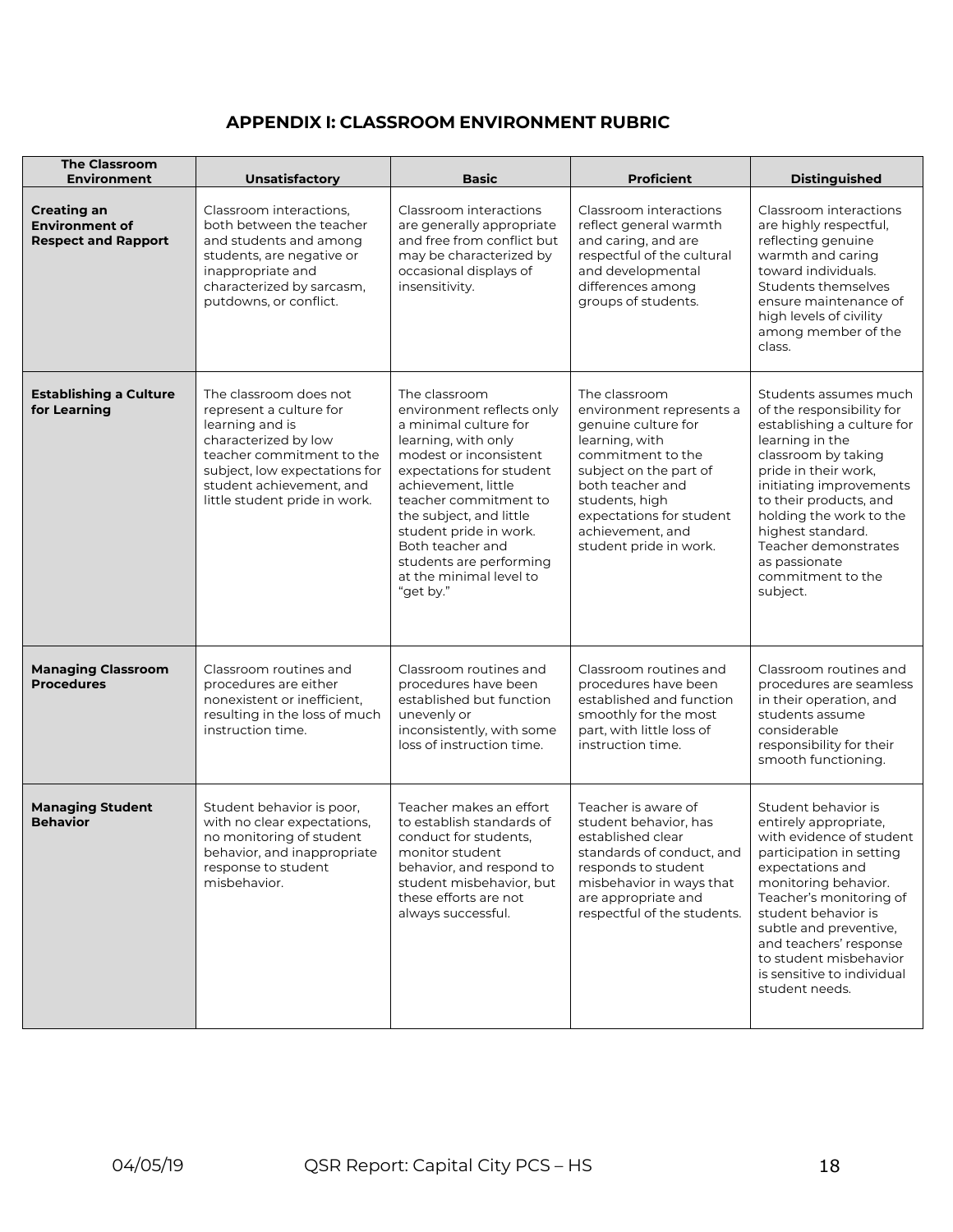# APPENDIX I: CLASSROOM ENVIRONMENT RUBRIC

| The Classroom Environment | Unsatisfactory | Basic | Proficient | Distinguished |
|---|---|---|---|---|
| **Creating an Environment of Respect and Rapport** | Classroom interactions, both between the teacher and students and among students, are negative or inappropriate and characterized by sarcasm, putdowns, or conflict. | Classroom interactions are generally appropriate and free from conflict but may be characterized by occasional displays of insensitivity. | Classroom interactions reflect general warmth and caring, and are respectful of the cultural and developmental differences among groups of students. | Classroom interactions are highly respectful, reflecting genuine warmth and caring toward individuals. Students themselves ensure maintenance of high levels of civility among member of the class. |
| **Establishing a Culture for Learning** | The classroom does not represent a culture for learning and is characterized by low teacher commitment to the subject, low expectations for student achievement, and little student pride in work. | The classroom environment reflects only a minimal culture for learning, with only modest or inconsistent expectations for student achievement, little teacher commitment to the subject, and little student pride in work. Both teacher and students are performing at the minimal level to "get by." | The classroom environment represents a genuine culture for learning, with commitment to the subject on the part of both teacher and students, high expectations for student achievement, and student pride in work. | Students assumes much of the responsibility for establishing a culture for learning in the classroom by taking pride in their work, initiating improvements to their products, and holding the work to the highest standard. Teacher demonstrates as passionate commitment to the subject. |
| **Managing Classroom Procedures** | Classroom routines and procedures are either nonexistent or inefficient, resulting in the loss of much instruction time. | Classroom routines and procedures have been established but function unevenly or inconsistently, with some loss of instruction time. | Classroom routines and procedures have been established and function smoothly for the most part, with little loss of instruction time. | Classroom routines and procedures are seamless in their operation, and students assume considerable responsibility for their smooth functioning. |
| **Managing Student Behavior** | Student behavior is poor, with no clear expectations, no monitoring of student behavior, and inappropriate response to student misbehavior. | Teacher makes an effort to establish standards of conduct for students, monitor student behavior, and respond to student misbehavior, but these efforts are not always successful. | Teacher is aware of student behavior, has established clear standards of conduct, and responds to student misbehavior in ways that are appropriate and respectful of the students. | Student behavior is entirely appropriate, with evidence of student participation in setting expectations and monitoring behavior. Teacher's monitoring of student behavior is subtle and preventive, and teachers' response to student misbehavior is sensitive to individual student needs. |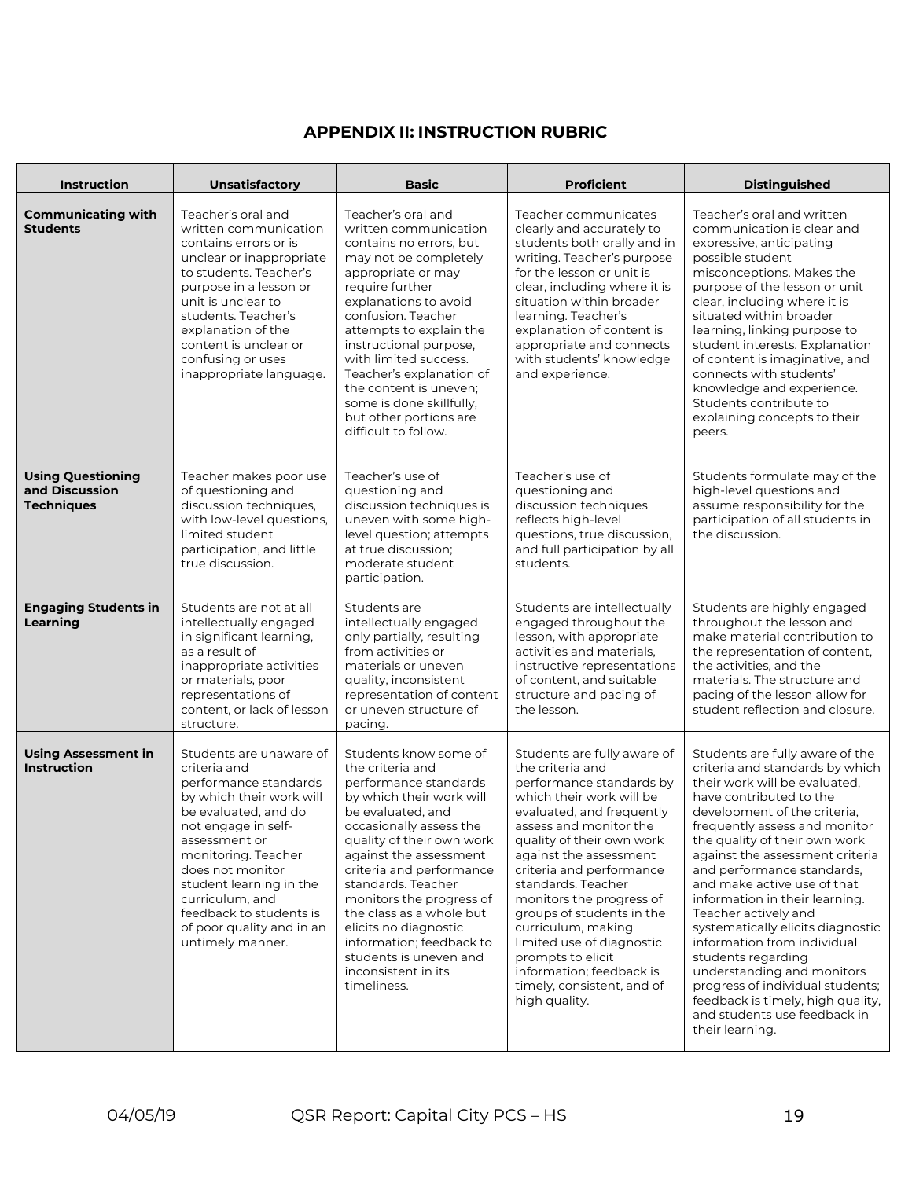# APPENDIX II: INSTRUCTION RUBRIC

| Instruction | Unsatisfactory | Basic | Proficient | Distinguished |
|---|---|---|---|---|
| **Communicating with Students** | Teacher's oral and written communication contains errors or is unclear or inappropriate to students. Teacher's purpose in a lesson or unit is unclear to students. Teacher's explanation of the content is unclear or confusing or uses inappropriate language. | Teacher's oral and written communication contains no errors, but may not be completely appropriate or may require further explanations to avoid confusion. Teacher attempts to explain the instructional purpose, with limited success. Teacher's explanation of the content is uneven; some is done skillfully, but other portions are difficult to follow. | Teacher communicates clearly and accurately to students both orally and in writing. Teacher's purpose for the lesson or unit is clear, including where it is situation within broader learning. Teacher's explanation of content is appropriate and connects with students' knowledge and experience. | Teacher's oral and written communication is clear and expressive, anticipating possible student misconceptions. Makes the purpose of the lesson or unit clear, including where it is situated within broader learning, linking purpose to student interests. Explanation of content is imaginative, and connects with students' knowledge and experience. Students contribute to explaining concepts to their peers. |
| **Using Questioning and Discussion Techniques** | Teacher makes poor use of questioning and discussion techniques, with low-level questions, limited student participation, and little true discussion. | Teacher's use of questioning and discussion techniques is uneven with some high-level question; attempts at true discussion; moderate student participation. | Teacher's use of questioning and discussion techniques reflects high-level questions, true discussion, and full participation by all students. | Students formulate may of the high-level questions and assume responsibility for the participation of all students in the discussion. |
| **Engaging Students in Learning** | Students are not at all intellectually engaged in significant learning, as a result of inappropriate activities or materials, poor representations of content, or lack of lesson structure. | Students are intellectually engaged only partially, resulting from activities or materials or uneven quality, inconsistent representation of content or uneven structure of pacing. | Students are intellectually engaged throughout the lesson, with appropriate activities and materials, instructive representations of content, and suitable structure and pacing of the lesson. | Students are highly engaged throughout the lesson and make material contribution to the representation of content, the activities, and the materials. The structure and pacing of the lesson allow for student reflection and closure. |
| **Using Assessment in Instruction** | Students are unaware of criteria and performance standards by which their work will be evaluated, and do not engage in self-assessment or monitoring. Teacher does not monitor student learning in the curriculum, and feedback to students is of poor quality and in an untimely manner. | Students know some of the criteria and performance standards by which their work will be evaluated, and occasionally assess the quality of their own work against the assessment criteria and performance standards. Teacher monitors the progress of the class as a whole but elicits no diagnostic information; feedback to students is uneven and inconsistent in its timeliness. | Students are fully aware of the criteria and performance standards by which their work will be evaluated, and frequently assess and monitor the quality of their own work against the assessment criteria and performance standards. Teacher monitors the progress of groups of students in the curriculum, making limited use of diagnostic prompts to elicit information; feedback is timely, consistent, and of high quality. | Students are fully aware of the criteria and standards by which their work will be evaluated, have contributed to the development of the criteria, frequently assess and monitor the quality of their own work against the assessment criteria and performance standards, and make active use of that information in their learning. Teacher actively and systematically elicits diagnostic information from individual students regarding understanding and monitors progress of individual students; feedback is timely, high quality, and students use feedback in their learning. |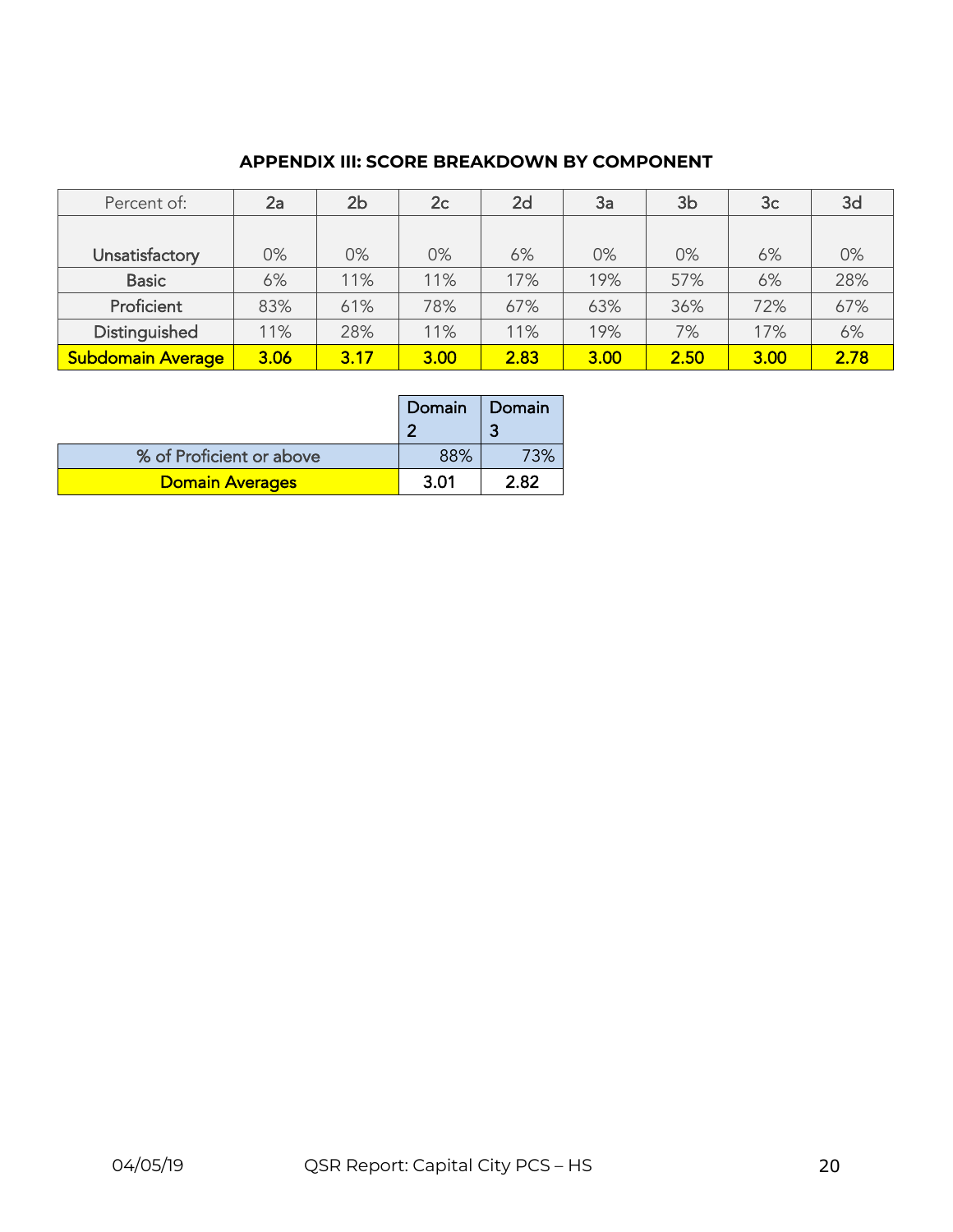## APPENDIX III: SCORE BREAKDOWN BY COMPONENT

| Percent of: | 2a | 2b | 2c | 2d | 3a | 3b | 3c | 3d |
|---|---|---|---|---|---|---|---|---|
| Unsatisfactory | 0% | 0% | 0% | 6% | 0% | 0% | 6% | 0% |
| Basic | 6% | 11% | 11% | 17% | 19% | 57% | 6% | 28% |
| Proficient | 83% | 61% | 78% | 67% | 63% | 36% | 72% | 67% |
| Distinguished | 11% | 28% | 11% | 11% | 19% | 7% | 17% | 6% |
| **Subdomain Average** | **3.06** | **3.17** | **3.00** | **2.83** | **3.00** | **2.50** | **3.00** | **2.78** |

| | Domain 2 | Domain 3 |
|---|---|---|
| % of Proficient or above | 88% | 73% |
| Domain Averages | 3.01 | 2.82 |